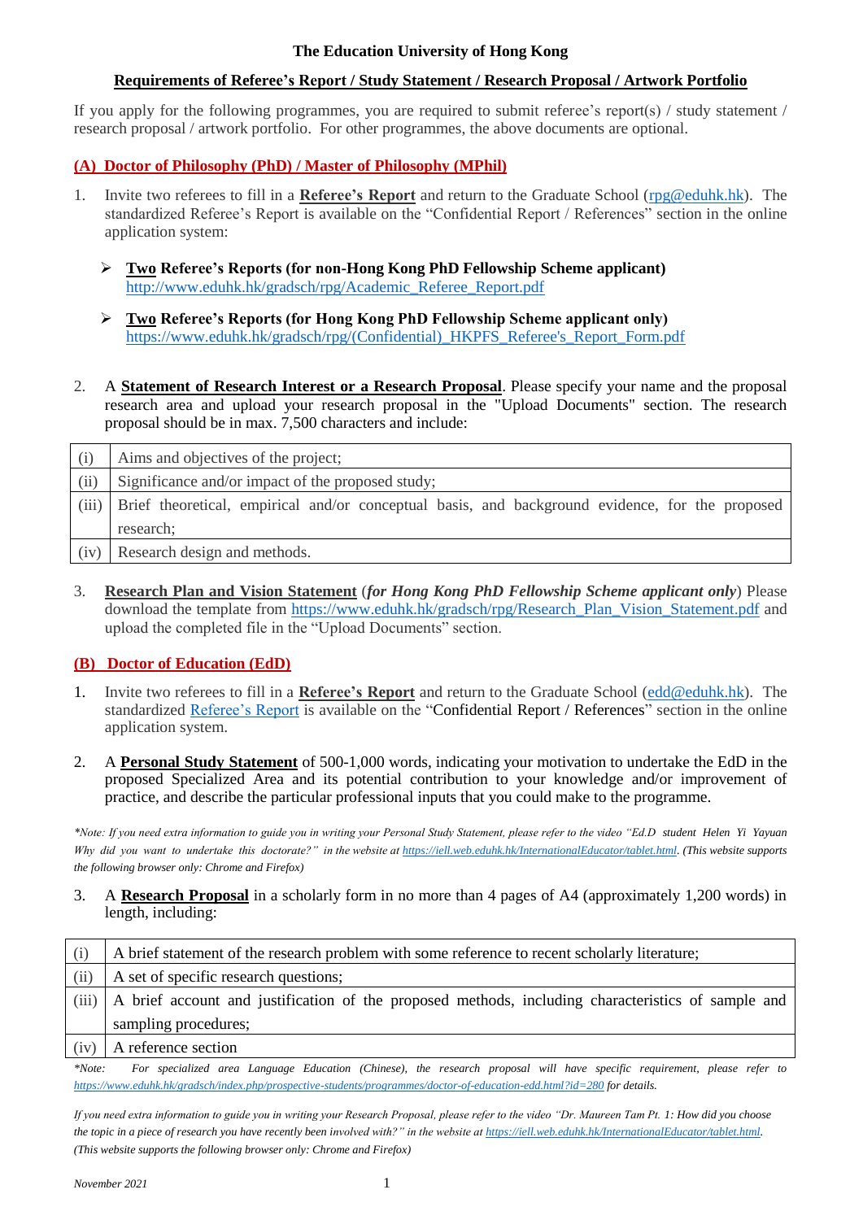**The Education University of Hong Kong**

**Requirements of Referee's Report / Study Statement / Research Proposal / Artwork Portfolio**

If you apply for the following programmes, you are required to submit referee's report(s) / study statement / research proposal / artwork portfolio. For other programmes, the above documents are optional.

## (A) Doctor of Philosophy (PhD) / Master of Philosophy (MPhil)

1. Invite two referees to fill in a **Referee's Report** and return to the Graduate School (rpg@eduhk.hk). The standardized Referee's Report is available on the "Confidential Report / References" section in the online application system:

   - **Two Referee's Reports (for non-Hong Kong PhD Fellowship Scheme applicant)**
     http://www.eduhk.hk/gradsch/rpg/Academic_Referee_Report.pdf

   - **Two Referee's Reports (for Hong Kong PhD Fellowship Scheme applicant only)**
     https://www.eduhk.hk/gradsch/rpg/(Confidential)_HKPFS_Referee's_Report_Form.pdf

2. A **Statement of Research Interest or a Research Proposal**. Please specify your name and the proposal research area and upload your research proposal in the "Upload Documents" section. The research proposal should be in max. 7,500 characters and include:

| | |
|---|---|
| (i) | Aims and objectives of the project; |
| (ii) | Significance and/or impact of the proposed study; |
| (iii) | Brief theoretical, empirical and/or conceptual basis, and background evidence, for the proposed research; |
| (iv) | Research design and methods. |

3. **Research Plan and Vision Statement** (***for Hong Kong PhD Fellowship Scheme applicant only***) Please download the template from https://www.eduhk.hk/gradsch/rpg/Research_Plan_Vision_Statement.pdf and upload the completed file in the "Upload Documents" section.

## (B) Doctor of Education (EdD)

1. Invite two referees to fill in a **Referee's Report** and return to the Graduate School (edd@eduhk.hk). The standardized Referee's Report is available on the "Confidential Report / References" section in the online application system.

2. A **Personal Study Statement** of 500-1,000 words, indicating your motivation to undertake the EdD in the proposed Specialized Area and its potential contribution to your knowledge and/or improvement of practice, and describe the particular professional inputs that you could make to the programme.

*\*Note: If you need extra information to guide you in writing your Personal Study Statement, please refer to the video "Ed.D student Helen Yi Yayuan Why did you want to undertake this doctorate?" in the website at https://iell.web.eduhk.hk/InternationalEducator/tablet.html. (This website supports the following browser only: Chrome and Firefox)*

3. A **Research Proposal** in a scholarly form in no more than 4 pages of A4 (approximately 1,200 words) in length, including:

| | |
|---|---|
| (i) | A brief statement of the research problem with some reference to recent scholarly literature; |
| (ii) | A set of specific research questions; |
| (iii) | A brief account and justification of the proposed methods, including characteristics of sample and sampling procedures; |
| (iv) | A reference section |

*\*Note: For specialized area Language Education (Chinese), the research proposal will have specific requirement, please refer to https://www.eduhk.hk/gradsch/index.php/prospective-students/programmes/doctor-of-education-edd.html?id=280 for details.*

*If you need extra information to guide you in writing your Research Proposal, please refer to the video "Dr. Maureen Tam Pt. 1: How did you choose the topic in a piece of research you have recently been involved with?" in the website at https://iell.web.eduhk.hk/InternationalEducator/tablet.html. (This website supports the following browser only: Chrome and Firefox)*

*November 2021*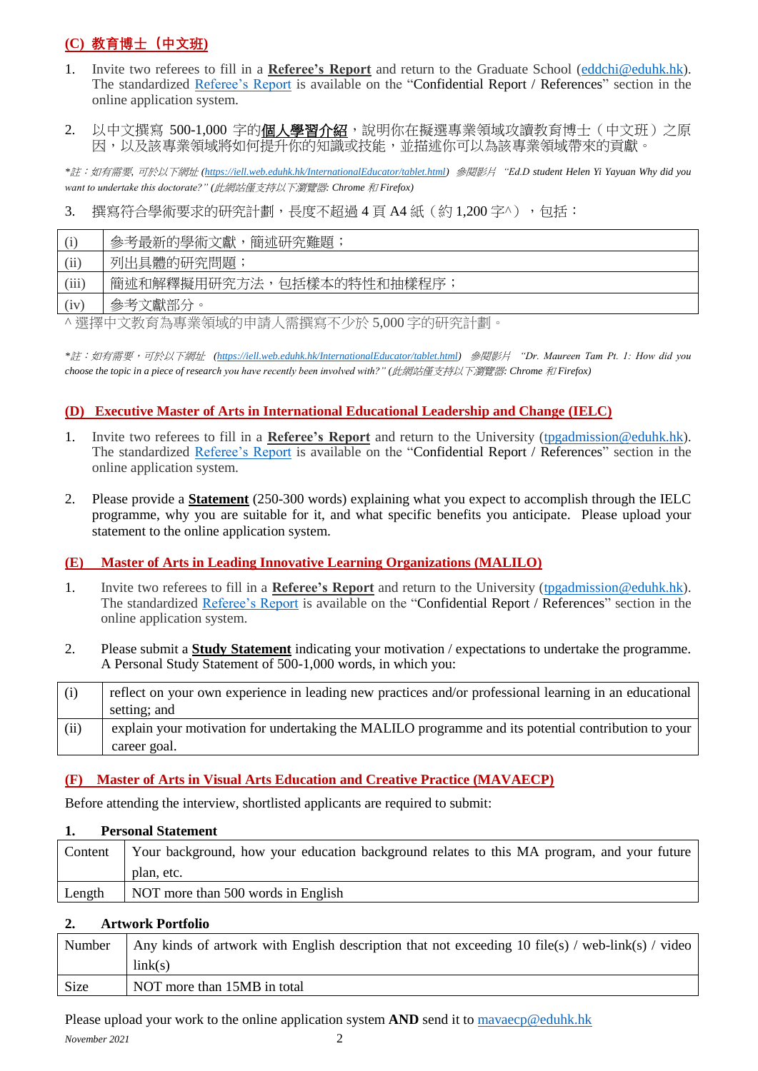## (C) 教育博士（中文班）

1. Invite two referees to fill in a **Referee's Report** and return to the Graduate School (eddchi@eduhk.hk). The standardized Referee's Report is available on the "Confidential Report / References" section in the online application system.

2. 以中文撰寫 500-1,000 字的**個人學習介紹**，說明你在擬選專業領域攻讀教育博士（中文班）之原因，以及該專業領域將如何提升你的知識或技能，並描述你可以為該專業領域帶來的貢獻。

*\*註：如有需要，可於以下網址 (https://iell.web.eduhk.hk/InternationalEducator/tablet.html) 參閱影片 "Ed.D student Helen Yi Yayuan Why did you want to undertake this doctorate?" (此網站僅支持以下瀏覽器: Chrome 和 Firefox)*

3. 撰寫符合學術要求的研究計劃，長度不超過 4 頁 A4 紙（約 1,200 字^），包括：

| | |
|---|---|
| (i) | 參考最新的學術文獻，簡述研究難題； |
| (ii) | 列出具體的研究問題； |
| (iii) | 簡述和解釋擬用研究方法，包括樣本的特性和抽樣程序； |
| (iv) | 參考文獻部分。 |

^ 選擇中文教育為專業領域的申請人需撰寫不少於 5,000 字的研究計劃。

*\*註：如有需要，可於以下網址 (https://iell.web.eduhk.hk/InternationalEducator/tablet.html) 參閱影片 "Dr. Maureen Tam Pt. 1: How did you choose the topic in a piece of research you have recently been involved with?" (此網站僅支持以下瀏覽器: Chrome 和 Firefox)*

## (D) Executive Master of Arts in International Educational Leadership and Change (IELC)

1. Invite two referees to fill in a **Referee's Report** and return to the University (tpgadmission@eduhk.hk). The standardized Referee's Report is available on the "Confidential Report / References" section in the online application system.

2. Please provide a **Statement** (250-300 words) explaining what you expect to accomplish through the IELC programme, why you are suitable for it, and what specific benefits you anticipate. Please upload your statement to the online application system.

## (E) Master of Arts in Leading Innovative Learning Organizations (MALILO)

1. Invite two referees to fill in a **Referee's Report** and return to the University (tpgadmission@eduhk.hk). The standardized Referee's Report is available on the "Confidential Report / References" section in the online application system.

2. Please submit a **Study Statement** indicating your motivation / expectations to undertake the programme. A Personal Study Statement of 500-1,000 words, in which you:

| | |
|---|---|
| (i) | reflect on your own experience in leading new practices and/or professional learning in an educational setting; and |
| (ii) | explain your motivation for undertaking the MALILO programme and its potential contribution to your career goal. |

## (F) Master of Arts in Visual Arts Education and Creative Practice (MAVAECP)

Before attending the interview, shortlisted applicants are required to submit:

**1. Personal Statement**

| | |
|---|---|
| Content | Your background, how your education background relates to this MA program, and your future plan, etc. |
| Length | NOT more than 500 words in English |

**2. Artwork Portfolio**

| | |
|---|---|
| Number | Any kinds of artwork with English description that not exceeding 10 file(s) / web-link(s) / video link(s) |
| Size | NOT more than 15MB in total |

Please upload your work to the online application system **AND** send it to mavaecp@eduhk.hk

*November 2021*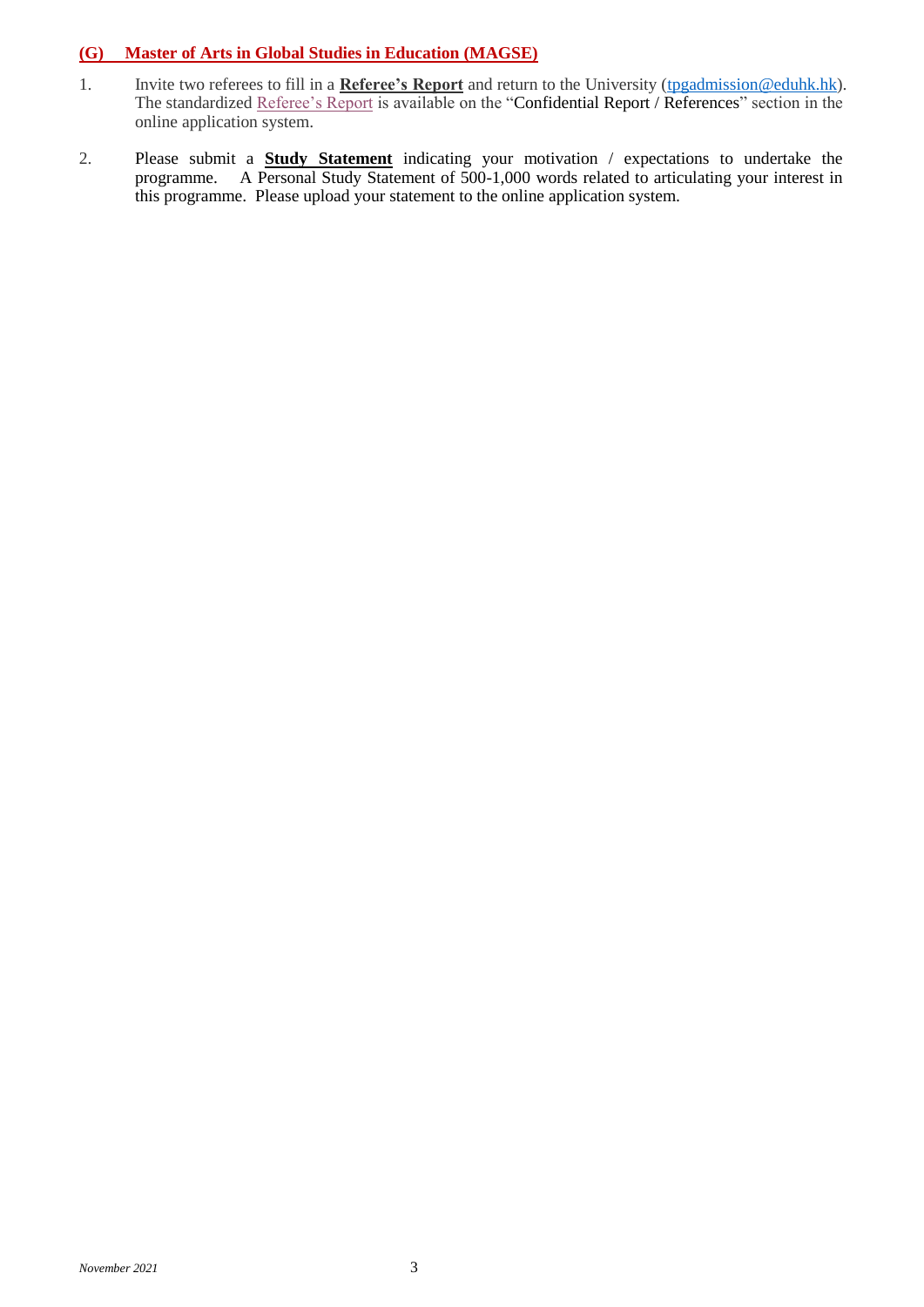## (G) Master of Arts in Global Studies in Education (MAGSE)

1. Invite two referees to fill in a **Referee's Report** and return to the University (tpgadmission@eduhk.hk). The standardized Referee's Report is available on the "Confidential Report / References" section in the online application system.

2. Please submit a **Study Statement** indicating your motivation / expectations to undertake the programme. A Personal Study Statement of 500-1,000 words related to articulating your interest in this programme. Please upload your statement to the online application system.

*November 2021*